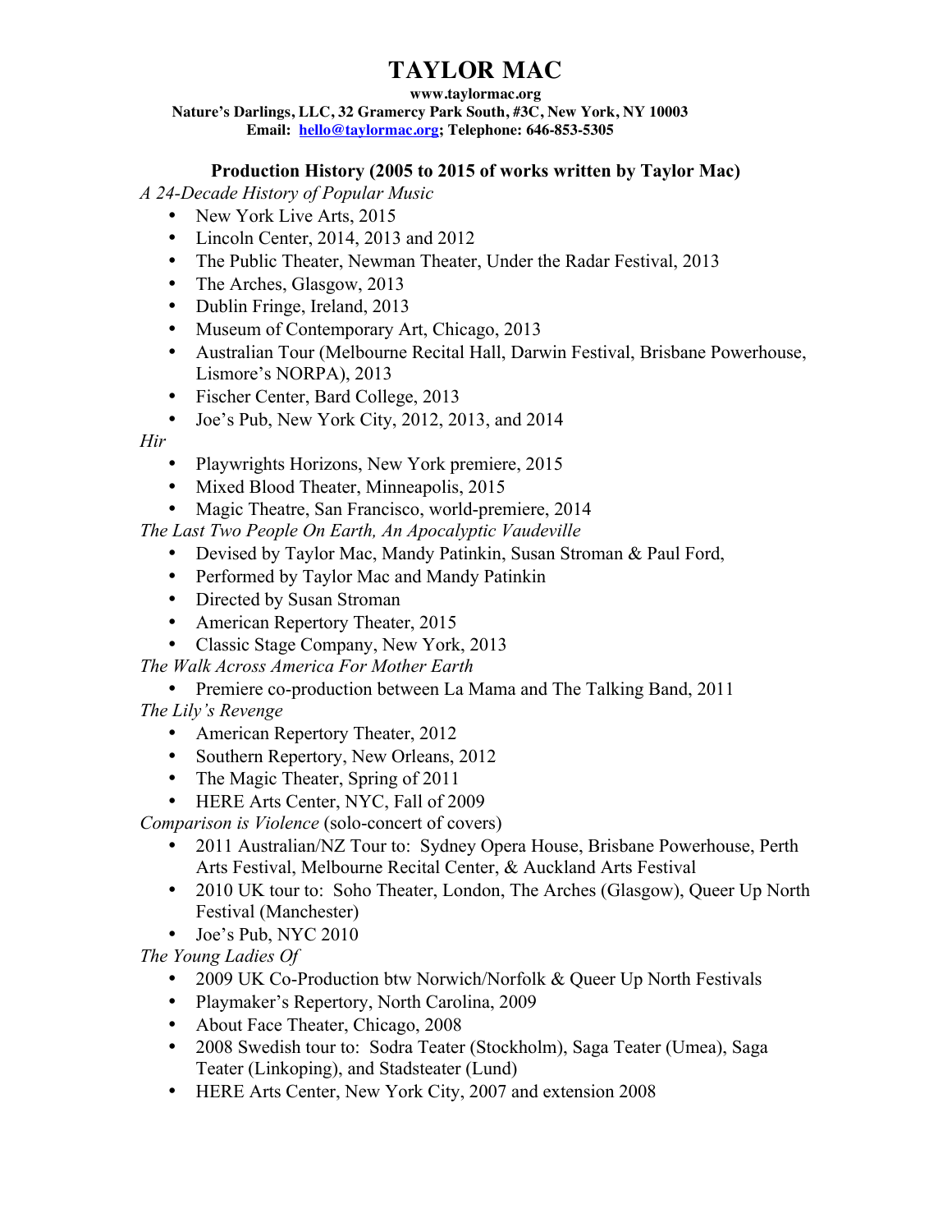# TAYLOR MAC

**www.taylormac.org**

**Nature's Darlings, LLC, 32 Gramercy Park South, #3C, New York, NY 10003**

**Email: hello@taylormac.org; Telephone: 646-853-5305**

## Production History (2005 to 2015 of works written by Taylor Mac)

*A 24-Decade History of Popular Music*

- New York Live Arts, 2015
- Lincoln Center, 2014, 2013 and 2012
- The Public Theater, Newman Theater, Under the Radar Festival, 2013
- The Arches, Glasgow, 2013
- Dublin Fringe, Ireland, 2013
- Museum of Contemporary Art, Chicago, 2013
- Australian Tour (Melbourne Recital Hall, Darwin Festival, Brisbane Powerhouse, Lismore's NORPA), 2013
- Fischer Center, Bard College, 2013
- Joe's Pub, New York City, 2012, 2013, and 2014

*Hir*

- Playwrights Horizons, New York premiere, 2015
- Mixed Blood Theater, Minneapolis, 2015
- Magic Theatre, San Francisco, world-premiere, 2014

*The Last Two People On Earth, An Apocalyptic Vaudeville*

- Devised by Taylor Mac, Mandy Patinkin, Susan Stroman & Paul Ford,
- Performed by Taylor Mac and Mandy Patinkin
- Directed by Susan Stroman
- American Repertory Theater, 2015
- Classic Stage Company, New York, 2013

*The Walk Across America For Mother Earth*

- Premiere co-production between La Mama and The Talking Band, 2011

*The Lily's Revenge*

- American Repertory Theater, 2012
- Southern Repertory, New Orleans, 2012
- The Magic Theater, Spring of 2011
- HERE Arts Center, NYC, Fall of 2009

*Comparison is Violence* (solo-concert of covers)

- 2011 Australian/NZ Tour to: Sydney Opera House, Brisbane Powerhouse, Perth Arts Festival, Melbourne Recital Center, & Auckland Arts Festival
- 2010 UK tour to: Soho Theater, London, The Arches (Glasgow), Queer Up North Festival (Manchester)
- Joe's Pub, NYC 2010

*The Young Ladies Of*

- 2009 UK Co-Production btw Norwich/Norfolk & Queer Up North Festivals
- Playmaker's Repertory, North Carolina, 2009
- About Face Theater, Chicago, 2008
- 2008 Swedish tour to: Sodra Teater (Stockholm), Saga Teater (Umea), Saga Teater (Linkoping), and Stadsteater (Lund)
- HERE Arts Center, New York City, 2007 and extension 2008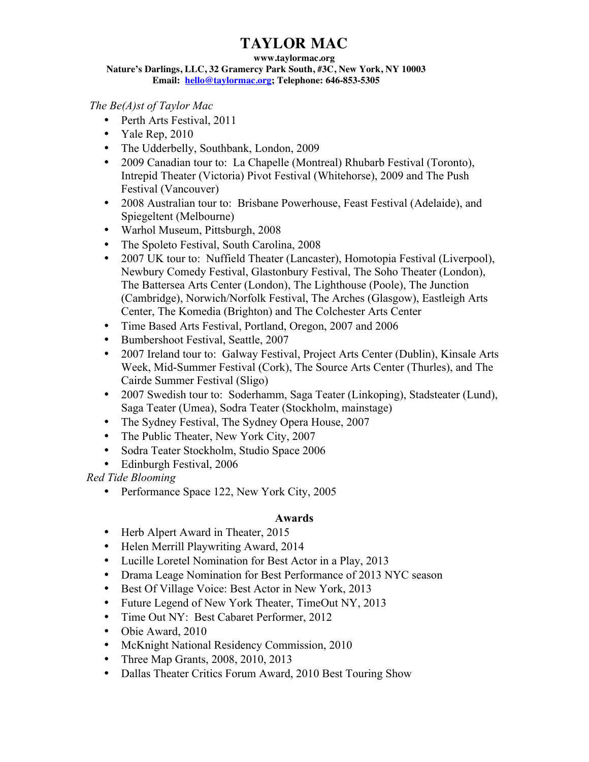# TAYLOR MAC

**www.taylormac.org**
**Nature's Darlings, LLC, 32 Gramercy Park South, #3C, New York, NY 10003**
**Email: [hello@taylormac.org](mailto:hello@taylormac.org); Telephone: 646-853-5305**

*The Be(A)st of Taylor Mac*

- Perth Arts Festival, 2011
- Yale Rep, 2010
- The Udderbelly, Southbank, London, 2009
- 2009 Canadian tour to: La Chapelle (Montreal) Rhubarb Festival (Toronto), Intrepid Theater (Victoria) Pivot Festival (Whitehorse), 2009 and The Push Festival (Vancouver)
- 2008 Australian tour to: Brisbane Powerhouse, Feast Festival (Adelaide), and Spiegeltent (Melbourne)
- Warhol Museum, Pittsburgh, 2008
- The Spoleto Festival, South Carolina, 2008
- 2007 UK tour to: Nuffield Theater (Lancaster), Homotopia Festival (Liverpool), Newbury Comedy Festival, Glastonbury Festival, The Soho Theater (London), The Battersea Arts Center (London), The Lighthouse (Poole), The Junction (Cambridge), Norwich/Norfolk Festival, The Arches (Glasgow), Eastleigh Arts Center, The Komedia (Brighton) and The Colchester Arts Center
- Time Based Arts Festival, Portland, Oregon, 2007 and 2006
- Bumbershoot Festival, Seattle, 2007
- 2007 Ireland tour to: Galway Festival, Project Arts Center (Dublin), Kinsale Arts Week, Mid-Summer Festival (Cork), The Source Arts Center (Thurles), and The Cairde Summer Festival (Sligo)
- 2007 Swedish tour to: Soderhamm, Saga Teater (Linkoping), Stadsteater (Lund), Saga Teater (Umea), Sodra Teater (Stockholm, mainstage)
- The Sydney Festival, The Sydney Opera House, 2007
- The Public Theater, New York City, 2007
- Sodra Teater Stockholm, Studio Space 2006
- Edinburgh Festival, 2006

*Red Tide Blooming*

- Performance Space 122, New York City, 2005

## Awards

- Herb Alpert Award in Theater, 2015
- Helen Merrill Playwriting Award, 2014
- Lucille Loretel Nomination for Best Actor in a Play, 2013
- Drama Leage Nomination for Best Performance of 2013 NYC season
- Best Of Village Voice: Best Actor in New York, 2013
- Future Legend of New York Theater, TimeOut NY, 2013
- Time Out NY: Best Cabaret Performer, 2012
- Obie Award, 2010
- McKnight National Residency Commission, 2010
- Three Map Grants, 2008, 2010, 2013
- Dallas Theater Critics Forum Award, 2010 Best Touring Show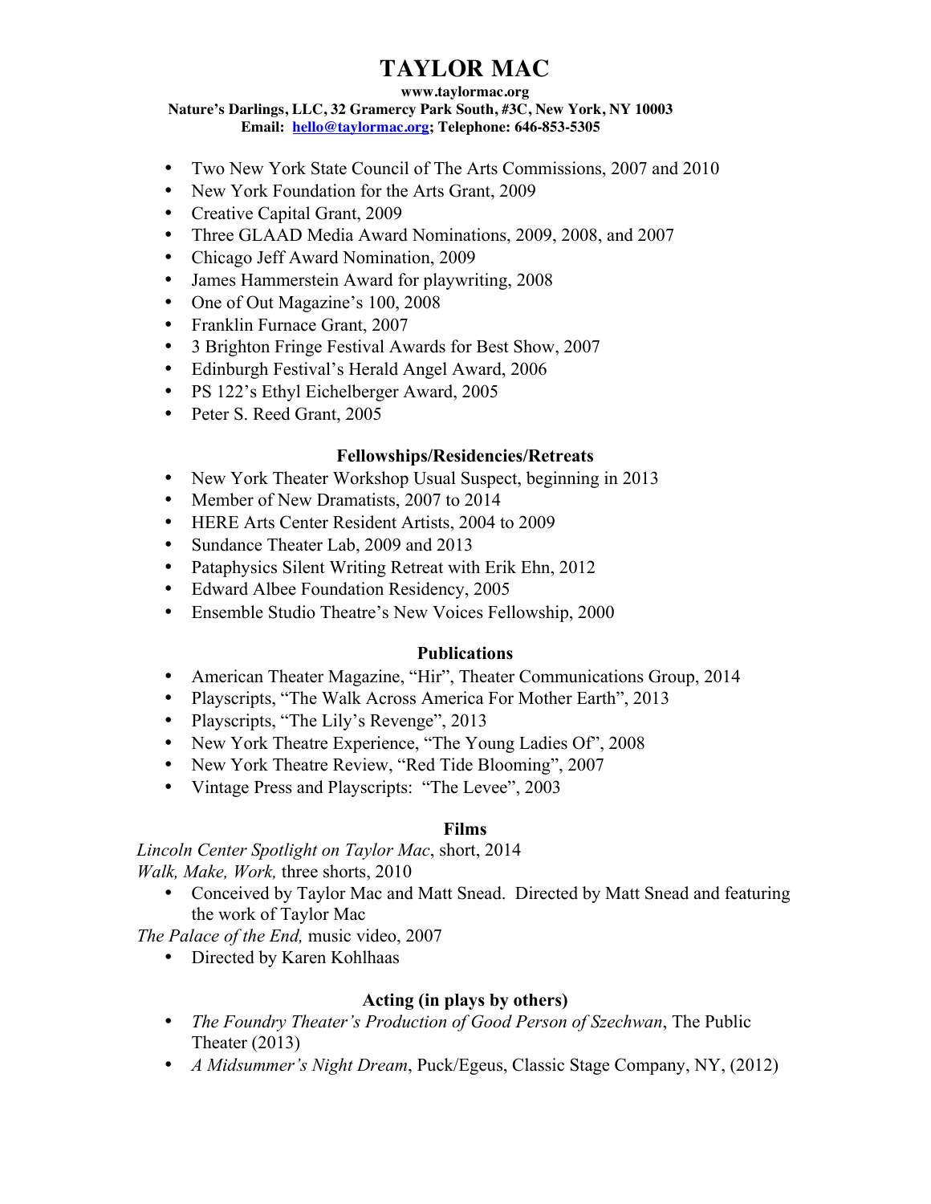# TAYLOR MAC

**www.taylormac.org**
**Nature's Darlings, LLC, 32 Gramercy Park South, #3C, New York, NY 10003**
**Email: hello@taylormac.org; Telephone: 646-853-5305**

- Two New York State Council of The Arts Commissions, 2007 and 2010
- New York Foundation for the Arts Grant, 2009
- Creative Capital Grant, 2009
- Three GLAAD Media Award Nominations, 2009, 2008, and 2007
- Chicago Jeff Award Nomination, 2009
- James Hammerstein Award for playwriting, 2008
- One of Out Magazine's 100, 2008
- Franklin Furnace Grant, 2007
- 3 Brighton Fringe Festival Awards for Best Show, 2007
- Edinburgh Festival's Herald Angel Award, 2006
- PS 122's Ethyl Eichelberger Award, 2005
- Peter S. Reed Grant, 2005

## Fellowships/Residencies/Retreats

- New York Theater Workshop Usual Suspect, beginning in 2013
- Member of New Dramatists, 2007 to 2014
- HERE Arts Center Resident Artists, 2004 to 2009
- Sundance Theater Lab, 2009 and 2013
- Pataphysics Silent Writing Retreat with Erik Ehn, 2012
- Edward Albee Foundation Residency, 2005
- Ensemble Studio Theatre's New Voices Fellowship, 2000

## Publications

- American Theater Magazine, "Hir", Theater Communications Group, 2014
- Playscripts, "The Walk Across America For Mother Earth", 2013
- Playscripts, "The Lily's Revenge", 2013
- New York Theatre Experience, "The Young Ladies Of", 2008
- New York Theatre Review, "Red Tide Blooming", 2007
- Vintage Press and Playscripts: "The Levee", 2003

## Films

*Lincoln Center Spotlight on Taylor Mac*, short, 2014

*Walk, Make, Work,* three shorts, 2010

- Conceived by Taylor Mac and Matt Snead. Directed by Matt Snead and featuring the work of Taylor Mac

*The Palace of the End,* music video, 2007

- Directed by Karen Kohlhaas

## Acting (in plays by others)

- *The Foundry Theater's Production of Good Person of Szechwan*, The Public Theater (2013)
- *A Midsummer's Night Dream*, Puck/Egeus, Classic Stage Company, NY, (2012)